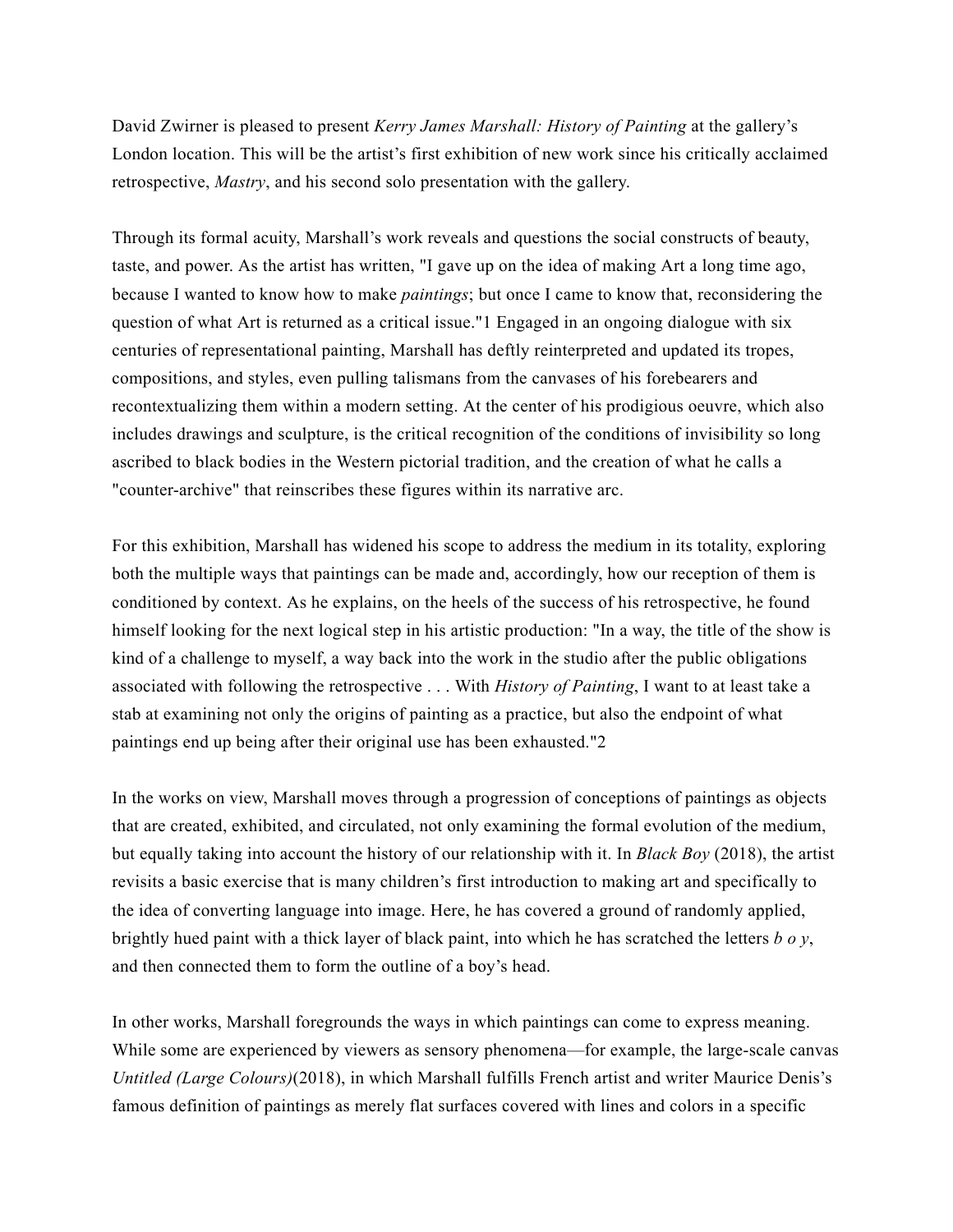David Zwirner is pleased to present *Kerry James Marshall: History of Painting* at the gallery's London location. This will be the artist's first exhibition of new work since his critically acclaimed retrospective, *Mastry*, and his second solo presentation with the gallery.

Through its formal acuity, Marshall's work reveals and questions the social constructs of beauty, taste, and power. As the artist has written, "I gave up on the idea of making Art a long time ago, because I wanted to know how to make *paintings*; but once I came to know that, reconsidering the question of what Art is returned as a critical issue."[1] Engaged in an ongoing dialogue with six centuries of representational painting, Marshall has deftly reinterpreted and updated its tropes, compositions, and styles, even pulling talismans from the canvases of his forebearers and recontextualizing them within a modern setting. At the center of his prodigious oeuvre, which also includes drawings and sculpture, is the critical recognition of the conditions of invisibility so long ascribed to black bodies in the Western pictorial tradition, and the creation of what he calls a "counter-archive" that reinscribes these figures within its narrative arc.

For this exhibition, Marshall has widened his scope to address the medium in its totality, exploring both the multiple ways that paintings can be made and, accordingly, how our reception of them is conditioned by context. As he explains, on the heels of the success of his retrospective, he found himself looking for the next logical step in his artistic production: "In a way, the title of the show is kind of a challenge to myself, a way back into the work in the studio after the public obligations associated with following the retrospective . . . With *History of Painting*, I want to at least take a stab at examining not only the origins of painting as a practice, but also the endpoint of what paintings end up being after their original use has been exhausted."[2]

In the works on view, Marshall moves through a progression of conceptions of paintings as objects that are created, exhibited, and circulated, not only examining the formal evolution of the medium, but equally taking into account the history of our relationship with it. In *Black Boy* (2018), the artist revisits a basic exercise that is many children's first introduction to making art and specifically to the idea of converting language into image. Here, he has covered a ground of randomly applied, brightly hued paint with a thick layer of black paint, into which he has scratched the letters *b o y*, and then connected them to form the outline of a boy's head.

In other works, Marshall foregrounds the ways in which paintings can come to express meaning. While some are experienced by viewers as sensory phenomena—for example, the large-scale canvas *Untitled (Large Colours)*(2018), in which Marshall fulfills French artist and writer Maurice Denis's famous definition of paintings as merely flat surfaces covered with lines and colors in a specific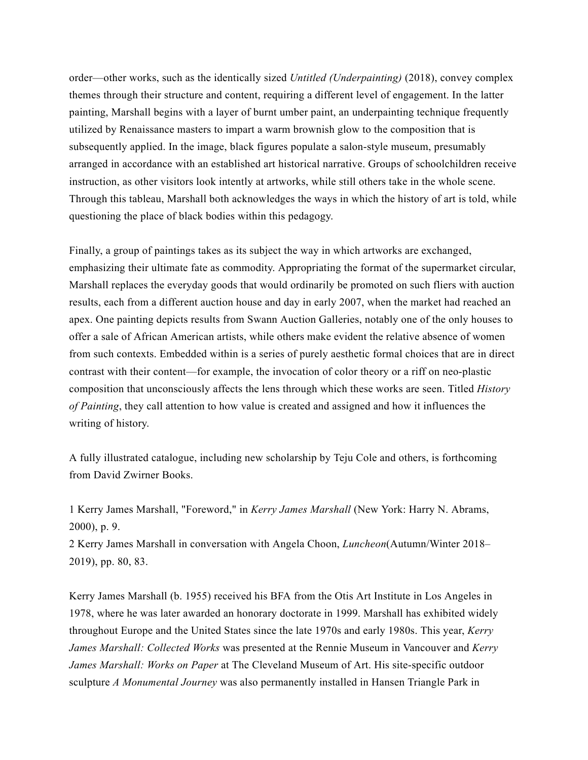order—other works, such as the identically sized *Untitled (Underpainting)* (2018), convey complex themes through their structure and content, requiring a different level of engagement. In the latter painting, Marshall begins with a layer of burnt umber paint, an underpainting technique frequently utilized by Renaissance masters to impart a warm brownish glow to the composition that is subsequently applied. In the image, black figures populate a salon-style museum, presumably arranged in accordance with an established art historical narrative. Groups of schoolchildren receive instruction, as other visitors look intently at artworks, while still others take in the whole scene. Through this tableau, Marshall both acknowledges the ways in which the history of art is told, while questioning the place of black bodies within this pedagogy.

Finally, a group of paintings takes as its subject the way in which artworks are exchanged, emphasizing their ultimate fate as commodity. Appropriating the format of the supermarket circular, Marshall replaces the everyday goods that would ordinarily be promoted on such fliers with auction results, each from a different auction house and day in early 2007, when the market had reached an apex. One painting depicts results from Swann Auction Galleries, notably one of the only houses to offer a sale of African American artists, while others make evident the relative absence of women from such contexts. Embedded within is a series of purely aesthetic formal choices that are in direct contrast with their content—for example, the invocation of color theory or a riff on neo-plastic composition that unconsciously affects the lens through which these works are seen. Titled *History of Painting*, they call attention to how value is created and assigned and how it influences the writing of history.

A fully illustrated catalogue, including new scholarship by Teju Cole and others, is forthcoming from David Zwirner Books.

1 Kerry James Marshall, "Foreword," in *Kerry James Marshall* (New York: Harry N. Abrams, 2000), p. 9.
2 Kerry James Marshall in conversation with Angela Choon, *Luncheon*(Autumn/Winter 2018–2019), pp. 80, 83.

Kerry James Marshall (b. 1955) received his BFA from the Otis Art Institute in Los Angeles in 1978, where he was later awarded an honorary doctorate in 1999. Marshall has exhibited widely throughout Europe and the United States since the late 1970s and early 1980s. This year, *Kerry James Marshall: Collected Works* was presented at the Rennie Museum in Vancouver and *Kerry James Marshall: Works on Paper* at The Cleveland Museum of Art. His site-specific outdoor sculpture *A Monumental Journey* was also permanently installed in Hansen Triangle Park in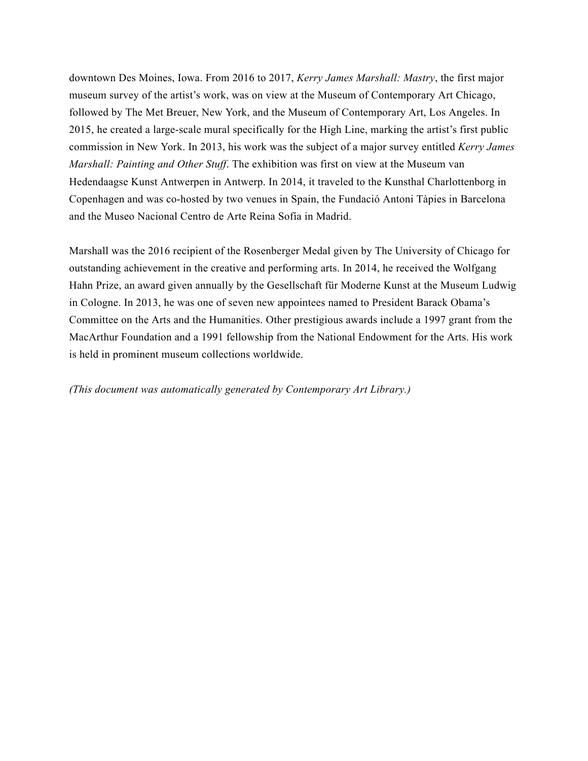downtown Des Moines, Iowa. From 2016 to 2017, *Kerry James Marshall: Mastry*, the first major museum survey of the artist's work, was on view at the Museum of Contemporary Art Chicago, followed by The Met Breuer, New York, and the Museum of Contemporary Art, Los Angeles. In 2015, he created a large-scale mural specifically for the High Line, marking the artist's first public commission in New York. In 2013, his work was the subject of a major survey entitled *Kerry James Marshall: Painting and Other Stuff*. The exhibition was first on view at the Museum van Hedendaagse Kunst Antwerpen in Antwerp. In 2014, it traveled to the Kunsthal Charlottenborg in Copenhagen and was co-hosted by two venues in Spain, the Fundació Antoni Tàpies in Barcelona and the Museo Nacional Centro de Arte Reina Sofía in Madrid.

Marshall was the 2016 recipient of the Rosenberger Medal given by The University of Chicago for outstanding achievement in the creative and performing arts. In 2014, he received the Wolfgang Hahn Prize, an award given annually by the Gesellschaft für Moderne Kunst at the Museum Ludwig in Cologne. In 2013, he was one of seven new appointees named to President Barack Obama's Committee on the Arts and the Humanities. Other prestigious awards include a 1997 grant from the MacArthur Foundation and a 1991 fellowship from the National Endowment for the Arts. His work is held in prominent museum collections worldwide.

*(This document was automatically generated by Contemporary Art Library.)*